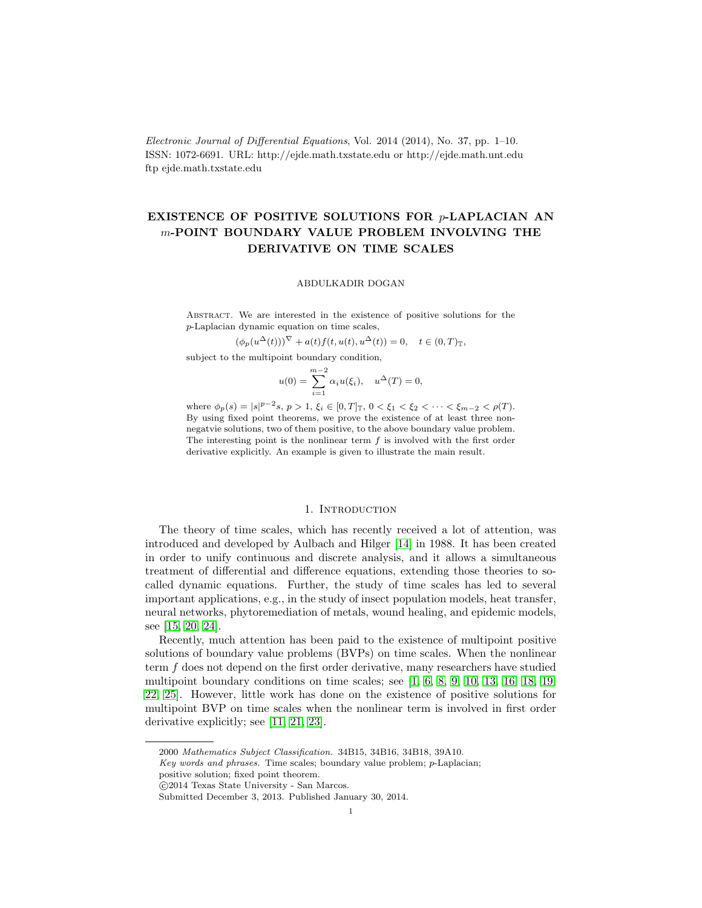*Electronic Journal of Differential Equations*, Vol. 2014 (2014), No. 37, pp. 1–10.
ISSN: 1072-6691. URL: http://ejde.math.txstate.edu or http://ejde.math.unt.edu
ftp ejde.math.txstate.edu

# EXISTENCE OF POSITIVE SOLUTIONS FOR $p$-LAPLACIAN AN $m$-POINT BOUNDARY VALUE PROBLEM INVOLVING THE DERIVATIVE ON TIME SCALES

ABDULKADIR DOGAN

Abstract. We are interested in the existence of positive solutions for the $p$-Laplacian dynamic equation on time scales,

$$(\phi_p(u^\Delta(t)))^\nabla + a(t)f(t, u(t), u^\Delta(t)) = 0, \quad t \in (0, T)_\mathbb{T},$$

subject to the multipoint boundary condition,

$$u(0) = \sum_{i=1}^{m-2} \alpha_i u(\xi_i), \quad u^\Delta(T) = 0,$$

where $\phi_p(s) = |s|^{p-2}s$, $p > 1$, $\xi_i \in [0, T]_\mathbb{T}$, $0 < \xi_1 < \xi_2 < \dots < \xi_{m-2} < \rho(T)$. By using fixed point theorems, we prove the existence of at least three nonnegatvie solutions, two of them positive, to the above boundary value problem. The interesting point is the nonlinear term $f$ is involved with the first order derivative explicitly. An example is given to illustrate the main result.

## 1. Introduction

The theory of time scales, which has recently received a lot of attention, was introduced and developed by Aulbach and Hilger [14] in 1988. It has been created in order to unify continuous and discrete analysis, and it allows a simultaneous treatment of differential and difference equations, extending those theories to so-called dynamic equations. Further, the study of time scales has led to several important applications, e.g., in the study of insect population models, heat transfer, neural networks, phytoremediation of metals, wound healing, and epidemic models, see [15, 20, 24].

Recently, much attention has been paid to the existence of multipoint positive solutions of boundary value problems (BVPs) on time scales. When the nonlinear term $f$ does not depend on the first order derivative, many researchers have studied multipoint boundary conditions on time scales; see [1, 6, 8, 9, 10, 13, 16, 18, 19, 22, 25]. However, little work has done on the existence of positive solutions for multipoint BVP on time scales when the nonlinear term is involved in first order derivative explicitly; see [11, 21, 23].

---

2000 *Mathematics Subject Classification.* 34B15, 34B16, 34B18, 39A10.
*Key words and phrases.* Time scales; boundary value problem; $p$-Laplacian; positive solution; fixed point theorem.
©2014 Texas State University - San Marcos.
Submitted December 3, 2013. Published January 30, 2014.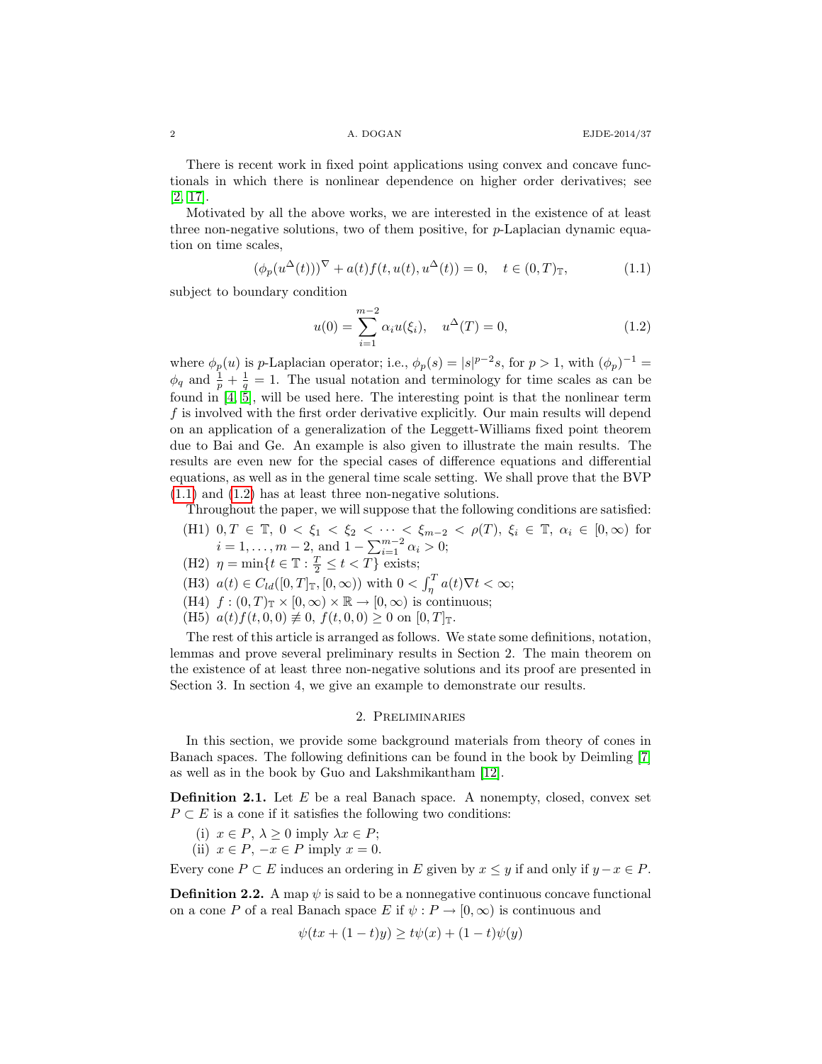There is recent work in fixed point applications using convex and concave functionals in which there is nonlinear dependence on higher order derivatives; see [2, 17].

Motivated by all the above works, we are interested in the existence of at least three non-negative solutions, two of them positive, for $p$-Laplacian dynamic equation on time scales,

$$(\phi_p(u^{\Delta}(t)))^{\nabla} + a(t)f(t, u(t), u^{\Delta}(t)) = 0, \quad t \in (0, T)_{\mathbb{T}}, \tag{1.1}$$

subject to boundary condition

$$u(0) = \sum_{i=1}^{m-2} \alpha_i u(\xi_i), \quad u^{\Delta}(T) = 0, \tag{1.2}$$

where $\phi_p(u)$ is $p$-Laplacian operator; i.e., $\phi_p(s) = |s|^{p-2}s$, for $p > 1$, with $(\phi_p)^{-1} = \phi_q$ and $\frac{1}{p} + \frac{1}{q} = 1$. The usual notation and terminology for time scales as can be found in [4, 5], will be used here. The interesting point is that the nonlinear term $f$ is involved with the first order derivative explicitly. Our main results will depend on an application of a generalization of the Leggett-Williams fixed point theorem due to Bai and Ge. An example is also given to illustrate the main results. The results are even new for the special cases of difference equations and differential equations, as well as in the general time scale setting. We shall prove that the BVP (1.1) and (1.2) has at least three non-negative solutions.

Throughout the paper, we will suppose that the following conditions are satisfied:

- (H1) $0, T \in \mathbb{T}$, $0 < \xi_1 < \xi_2 < \cdots < \xi_{m-2} < \rho(T)$, $\xi_i \in \mathbb{T}$, $\alpha_i \in [0, \infty)$ for $i = 1, \dots, m-2$, and $1 - \sum_{i=1}^{m-2} \alpha_i > 0$;
- (H2) $\eta = \min\{t \in \mathbb{T} : \frac{T}{2} \le t < T\}$ exists;
- (H3) $a(t) \in C_{ld}([0, T]_{\mathbb{T}}, [0, \infty))$ with $0 < \int_{\eta}^{T} a(t)\nabla t < \infty$;
- (H4) $f : (0, T)_{\mathbb{T}} \times [0, \infty) \times \mathbb{R} \to [0, \infty)$ is continuous;
- (H5) $a(t)f(t, 0, 0) \not\equiv 0$, $f(t, 0, 0) \ge 0$ on $[0, T]_{\mathbb{T}}$.

The rest of this article is arranged as follows. We state some definitions, notation, lemmas and prove several preliminary results in Section 2. The main theorem on the existence of at least three non-negative solutions and its proof are presented in Section 3. In section 4, we give an example to demonstrate our results.

## 2. Preliminaries

In this section, we provide some background materials from theory of cones in Banach spaces. The following definitions can be found in the book by Deimling [7] as well as in the book by Guo and Lakshmikantham [12].

**Definition 2.1.** Let $E$ be a real Banach space. A nonempty, closed, convex set $P \subset E$ is a cone if it satisfies the following two conditions:

- (i) $x \in P$, $\lambda \ge 0$ imply $\lambda x \in P$;
- (ii) $x \in P$, $-x \in P$ imply $x = 0$.

Every cone $P \subset E$ induces an ordering in $E$ given by $x \le y$ if and only if $y - x \in P$.

**Definition 2.2.** A map $\psi$ is said to be a nonnegative continuous concave functional on a cone $P$ of a real Banach space $E$ if $\psi : P \to [0, \infty)$ is continuous and

$$\psi(tx + (1-t)y) \ge t\psi(x) + (1-t)\psi(y)$$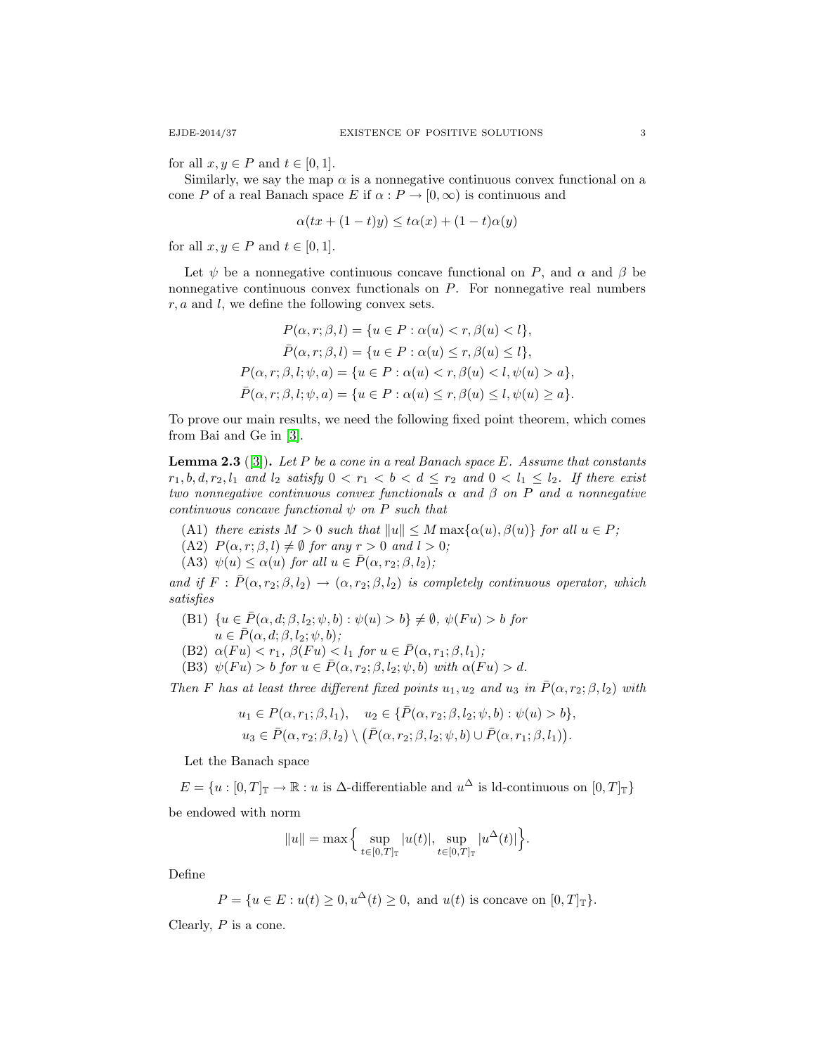for all $x, y \in P$ and $t \in [0, 1]$.

Similarly, we say the map $\alpha$ is a nonnegative continuous convex functional on a cone $P$ of a real Banach space $E$ if $\alpha : P \to [0, \infty)$ is continuous and

$$\alpha(tx + (1 - t)y) \le t\alpha(x) + (1 - t)\alpha(y)$$

for all $x, y \in P$ and $t \in [0, 1]$.

Let $\psi$ be a nonnegative continuous concave functional on $P$, and $\alpha$ and $\beta$ be nonnegative continuous convex functionals on $P$. For nonnegative real numbers $r, a$ and $l$, we define the following convex sets.

$$P(\alpha, r; \beta, l) = \{u \in P : \alpha(u) < r, \beta(u) < l\},$$
$$\bar{P}(\alpha, r; \beta, l) = \{u \in P : \alpha(u) \le r, \beta(u) \le l\},$$
$$P(\alpha, r; \beta, l; \psi, a) = \{u \in P : \alpha(u) < r, \beta(u) < l, \psi(u) > a\},$$
$$\bar{P}(\alpha, r; \beta, l; \psi, a) = \{u \in P : \alpha(u) \le r, \beta(u) \le l, \psi(u) \ge a\}.$$

To prove our main results, we need the following fixed point theorem, which comes from Bai and Ge in [3].

**Lemma 2.3** ([3]). *Let $P$ be a cone in a real Banach space $E$. Assume that constants $r_1, b, d, r_2, l_1$ and $l_2$ satisfy $0 < r_1 < b < d \le r_2$ and $0 < l_1 \le l_2$. If there exist two nonnegative continuous convex functionals $\alpha$ and $\beta$ on $P$ and a nonnegative continuous concave functional $\psi$ on $P$ such that*

- (A1) *there exists $M > 0$ such that $\|u\| \le M \max\{\alpha(u), \beta(u)\}$ for all $u \in P$;*
- (A2) *$P(\alpha, r; \beta, l) \neq \emptyset$ for any $r > 0$ and $l > 0$;*
- (A3) *$\psi(u) \le \alpha(u)$ for all $u \in \bar{P}(\alpha, r_2; \beta, l_2)$;*

*and if $F : \bar{P}(\alpha, r_2; \beta, l_2) \to (\alpha, r_2; \beta, l_2)$ is completely continuous operator, which satisfies*

- (B1) *$\{u \in \bar{P}(\alpha, d; \beta, l_2; \psi, b) : \psi(u) > b\} \neq \emptyset$, $\psi(Fu) > b$ for $u \in \bar{P}(\alpha, d; \beta, l_2; \psi, b)$;*
- (B2) *$\alpha(Fu) < r_1$, $\beta(Fu) < l_1$ for $u \in \bar{P}(\alpha, r_1; \beta, l_1)$;*
- (B3) *$\psi(Fu) > b$ for $u \in \bar{P}(\alpha, r_2; \beta, l_2; \psi, b)$ with $\alpha(Fu) > d$.*

*Then $F$ has at least three different fixed points $u_1, u_2$ and $u_3$ in $\bar{P}(\alpha, r_2; \beta, l_2)$ with*

$$u_1 \in P(\alpha, r_1; \beta, l_1), \quad u_2 \in \{\bar{P}(\alpha, r_2; \beta, l_2; \psi, b) : \psi(u) > b\},$$
$$u_3 \in \bar{P}(\alpha, r_2; \beta, l_2) \setminus \big(\bar{P}(\alpha, r_2; \beta, l_2; \psi, b) \cup \bar{P}(\alpha, r_1; \beta, l_1)\big).$$

Let the Banach space

$$E = \{u : [0, T]_{\mathbb{T}} \to \mathbb{R} : u \text{ is } \Delta\text{-differentiable and } u^{\Delta} \text{ is ld-continuous on } [0, T]_{\mathbb{T}}\}$$

be endowed with norm

$$\|u\| = \max\Big\{ \sup_{t \in [0,T]_{\mathbb{T}}} |u(t)|, \sup_{t \in [0,T]_{\mathbb{T}}} |u^{\Delta}(t)| \Big\}.$$

Define

$$P = \{u \in E : u(t) \ge 0, u^{\Delta}(t) \ge 0, \text{ and } u(t) \text{ is concave on } [0, T]_{\mathbb{T}}\}.$$

Clearly, $P$ is a cone.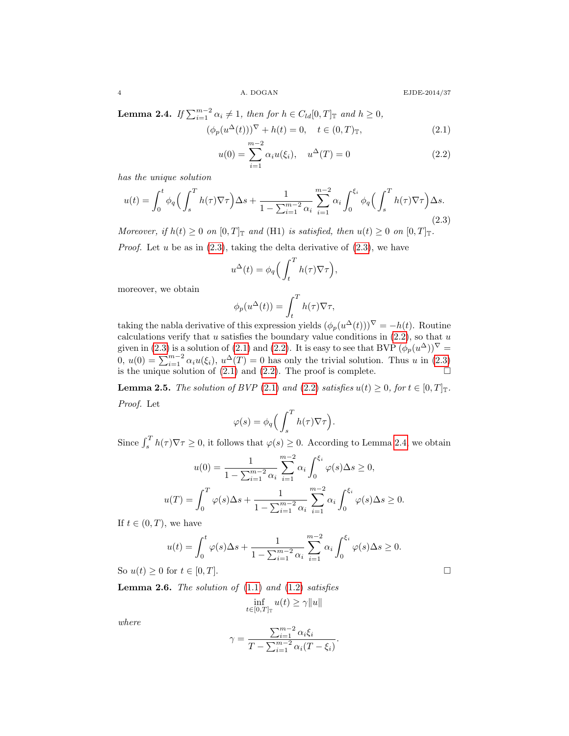**Lemma 2.4.** *If $\sum_{i=1}^{m-2}\alpha_i \neq 1$, then for $h \in C_{ld}[0,T]_{\mathbb{T}}$ and $h \geq 0$,*

$$(\phi_p(u^{\Delta}(t)))^{\nabla} + h(t) = 0, \quad t \in (0,T)_{\mathbb{T}}, \tag{2.1}$$

$$u(0) = \sum_{i=1}^{m-2}\alpha_i u(\xi_i), \quad u^{\Delta}(T) = 0 \tag{2.2}$$

*has the unique solution*

$$u(t) = \int_0^t \phi_q\Big(\int_s^T h(\tau)\nabla\tau\Big)\Delta s + \frac{1}{1-\sum_{i=1}^{m-2}\alpha_i}\sum_{i=1}^{m-2}\alpha_i\int_0^{\xi_i}\phi_q\Big(\int_s^T h(\tau)\nabla\tau\Big)\Delta s. \tag{2.3}$$

*Moreover, if $h(t) \geq 0$ on $[0,T]_{\mathbb{T}}$ and (H1) is satisfied, then $u(t) \geq 0$ on $[0,T]_{\mathbb{T}}$.*

*Proof.* Let $u$ be as in (2.3), taking the delta derivative of (2.3), we have

$$u^{\Delta}(t) = \phi_q\Big(\int_t^T h(\tau)\nabla\tau\Big),$$

moreover, we obtain

$$\phi_p(u^{\Delta}(t)) = \int_t^T h(\tau)\nabla\tau,$$

taking the nabla derivative of this expression yields $(\phi_p(u^{\Delta}(t)))^{\nabla} = -h(t)$. Routine calculations verify that $u$ satisfies the boundary value conditions in (2.2), so that $u$ given in (2.3) is a solution of (2.1) and (2.2). It is easy to see that BVP $(\phi_p(u^{\Delta}))^{\nabla} = 0$, $u(0) = \sum_{i=1}^{m-2}\alpha_i u(\xi_i)$, $u^{\Delta}(T) = 0$ has only the trivial solution. Thus $u$ in (2.3) is the unique solution of (2.1) and (2.2). The proof is complete. $\square$

**Lemma 2.5.** *The solution of BVP (2.1) and (2.2) satisfies $u(t) \geq 0$, for $t \in [0,T]_{\mathbb{T}}$.*

*Proof.* Let

$$\varphi(s) = \phi_q\Big(\int_s^T h(\tau)\nabla\tau\Big).$$

Since $\int_s^T h(\tau)\nabla\tau \geq 0$, it follows that $\varphi(s) \geq 0$. According to Lemma 2.4, we obtain

$$u(0) = \frac{1}{1-\sum_{i=1}^{m-2}\alpha_i}\sum_{i=1}^{m-2}\alpha_i\int_0^{\xi_i}\varphi(s)\Delta s \geq 0,$$

$$u(T) = \int_0^T \varphi(s)\Delta s + \frac{1}{1-\sum_{i=1}^{m-2}\alpha_i}\sum_{i=1}^{m-2}\alpha_i\int_0^{\xi_i}\varphi(s)\Delta s \geq 0.$$

If $t \in (0,T)$, we have

$$u(t) = \int_0^t \varphi(s)\Delta s + \frac{1}{1-\sum_{i=1}^{m-2}\alpha_i}\sum_{i=1}^{m-2}\alpha_i\int_0^{\xi_i}\varphi(s)\Delta s \geq 0.$$

So $u(t) \geq 0$ for $t \in [0,T]$. $\square$

**Lemma 2.6.** *The solution of (1.1) and (1.2) satisfies*

$$\inf_{t\in[0,T]_{\mathbb{T}}} u(t) \geq \gamma\|u\|$$

*where*

$$\gamma = \frac{\sum_{i=1}^{m-2}\alpha_i\xi_i}{T - \sum_{i=1}^{m-2}\alpha_i(T-\xi_i)}.$$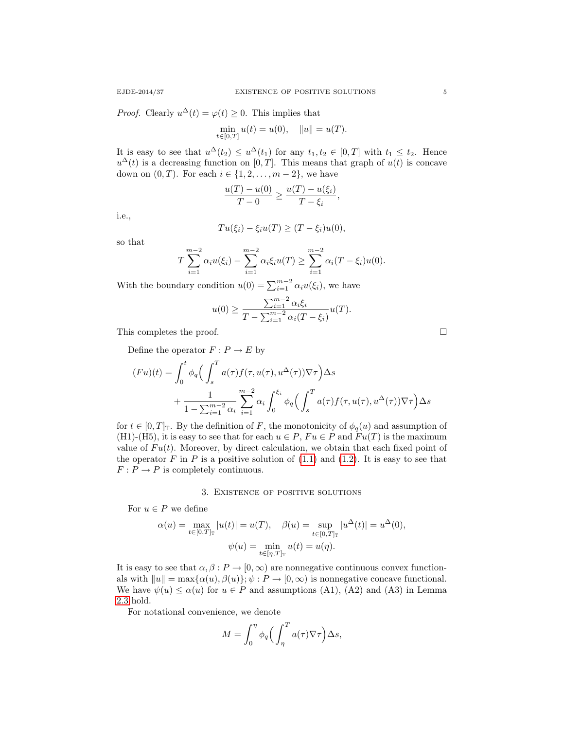*Proof.* Clearly $u^{\Delta}(t) = \varphi(t) \geq 0$. This implies that

$$\min_{t\in[0,T]} u(t) = u(0), \quad \|u\| = u(T).$$

It is easy to see that $u^{\Delta}(t_2) \leq u^{\Delta}(t_1)$ for any $t_1, t_2 \in [0,T]$ with $t_1 \leq t_2$. Hence $u^{\Delta}(t)$ is a decreasing function on $[0,T]$. This means that graph of $u(t)$ is concave down on $(0,T)$. For each $i \in \{1, 2, \dots, m-2\}$, we have

$$\frac{u(T)-u(0)}{T-0} \geq \frac{u(T)-u(\xi_i)}{T-\xi_i},$$

i.e.,

$$Tu(\xi_i) - \xi_i u(T) \geq (T-\xi_i)u(0),$$

so that

$$T\sum_{i=1}^{m-2}\alpha_i u(\xi_i) - \sum_{i=1}^{m-2}\alpha_i\xi_i u(T) \geq \sum_{i=1}^{m-2}\alpha_i(T-\xi_i)u(0).$$

With the boundary condition $u(0) = \sum_{i=1}^{m-2}\alpha_i u(\xi_i)$, we have

$$u(0) \geq \frac{\sum_{i=1}^{m-2}\alpha_i\xi_i}{T-\sum_{i=1}^{m-2}\alpha_i(T-\xi_i)}u(T).$$

This completes the proof. □

Define the operator $F : P \to E$ by

$$\begin{aligned}(Fu)(t) &= \int_0^t \phi_q\Big(\int_s^T a(\tau)f(\tau, u(\tau), u^{\Delta}(\tau))\nabla\tau\Big)\Delta s \\ &\quad + \frac{1}{1-\sum_{i=1}^{m-2}\alpha_i}\sum_{i=1}^{m-2}\alpha_i\int_0^{\xi_i}\phi_q\Big(\int_s^T a(\tau)f(\tau, u(\tau), u^{\Delta}(\tau))\nabla\tau\Big)\Delta s\end{aligned}$$

for $t \in [0,T]_{\mathbb{T}}$. By the definition of $F$, the monotonicity of $\phi_q(u)$ and assumption of (H1)-(H5), it is easy to see that for each $u \in P$, $Fu \in P$ and $Fu(T)$ is the maximum value of $Fu(t)$. Moreover, by direct calculation, we obtain that each fixed point of the operator $F$ in $P$ is a positive solution of (1.1) and (1.2). It is easy to see that $F : P \to P$ is completely continuous.

## 3. Existence of positive solutions

For $u \in P$ we define

$$\alpha(u) = \max_{t\in[0,T]_{\mathbb{T}}}|u(t)| = u(T), \quad \beta(u) = \sup_{t\in[0,T]_{\mathbb{T}}}|u^{\Delta}(t)| = u^{\Delta}(0),$$
$$\psi(u) = \min_{t\in[\eta,T]_{\mathbb{T}}} u(t) = u(\eta).$$

It is easy to see that $\alpha, \beta : P \to [0,\infty)$ are nonnegative continuous convex functionals with $\|u\| = \max\{\alpha(u), \beta(u)\}$; $\psi : P \to [0,\infty)$ is nonnegative concave functional. We have $\psi(u) \leq \alpha(u)$ for $u \in P$ and assumptions (A1), (A2) and (A3) in Lemma 2.3 hold.

For notational convenience, we denote

$$M = \int_0^{\eta}\phi_q\Big(\int_{\eta}^T a(\tau)\nabla\tau\Big)\Delta s,$$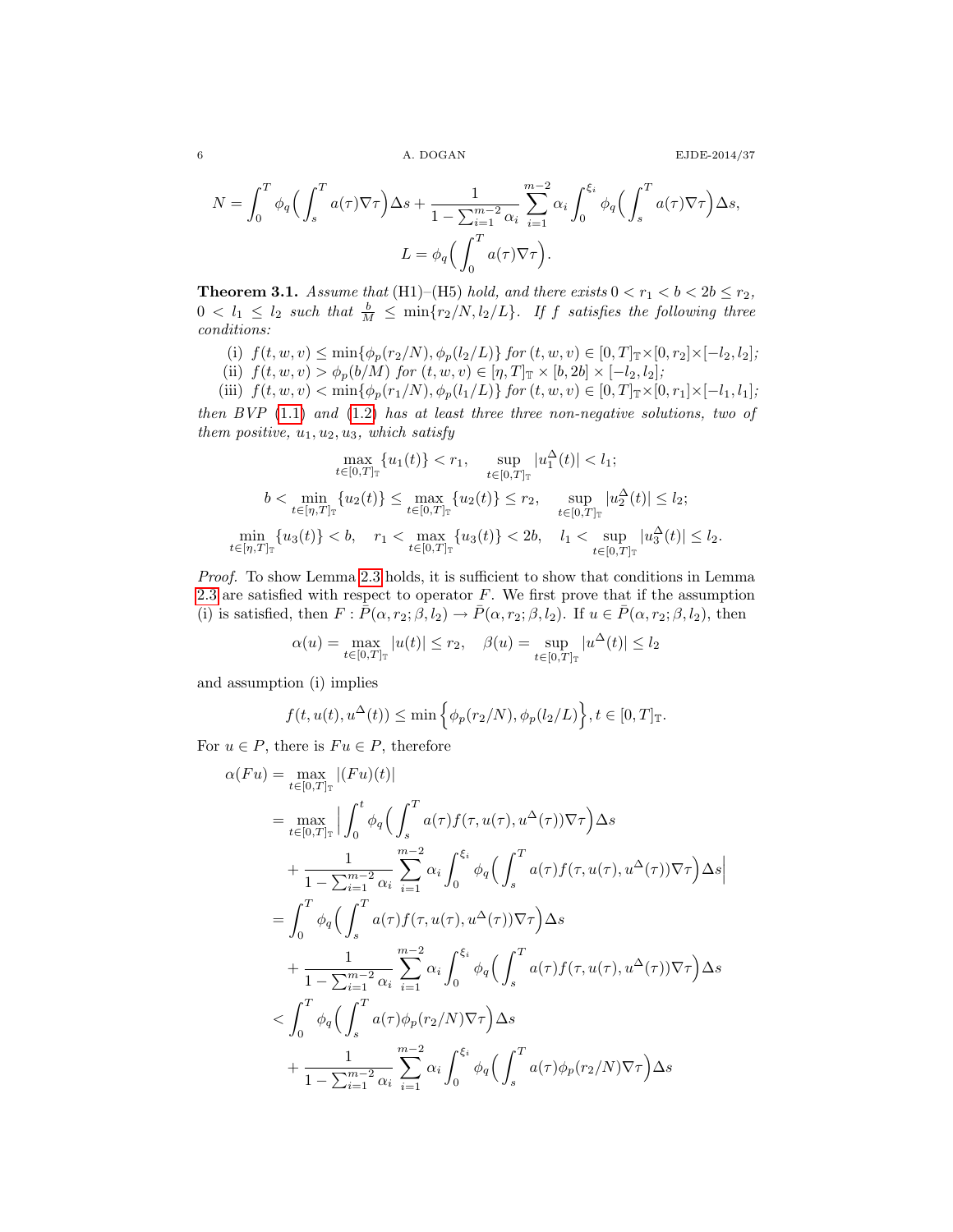$$N = \int_0^T \phi_q\Big(\int_s^T a(\tau)\nabla\tau\Big)\Delta s + \frac{1}{1-\sum_{i=1}^{m-2}\alpha_i}\sum_{i=1}^{m-2}\alpha_i\int_0^{\xi_i}\phi_q\Big(\int_s^T a(\tau)\nabla\tau\Big)\Delta s,$$

$$L = \phi_q\Big(\int_0^T a(\tau)\nabla\tau\Big).$$

**Theorem 3.1.** *Assume that* (H1)–(H5) *hold, and there exists* $0 < r_1 < b < 2b \le r_2$, $0 < l_1 \le l_2$ *such that* $\frac{b}{M} \le \min\{r_2/N, l_2/L\}$. *If* $f$ *satisfies the following three conditions:*

(i) $f(t,w,v) \le \min\{\phi_p(r_2/N), \phi_p(l_2/L)\}$ *for* $(t,w,v) \in [0,T]_{\mathbb{T}} \times [0,r_2] \times [-l_2, l_2]$;

(ii) $f(t,w,v) > \phi_p(b/M)$ *for* $(t,w,v) \in [\eta,T]_{\mathbb{T}} \times [b,2b] \times [-l_2,l_2]$;

(iii) $f(t,w,v) < \min\{\phi_p(r_1/N), \phi_p(l_1/L)\}$ *for* $(t,w,v) \in [0,T]_{\mathbb{T}} \times [0,r_1] \times [-l_1,l_1]$;

*then BVP* (1.1) *and* (1.2) *has at least three three non-negative solutions, two of them positive,* $u_1, u_2, u_3$, *which satisfy*

$$\max_{t\in[0,T]_{\mathbb{T}}}\{u_1(t)\} < r_1, \quad \sup_{t\in[0,T]_{\mathbb{T}}}|u_1^{\Delta}(t)| < l_1;$$

$$b < \min_{t\in[\eta,T]_{\mathbb{T}}}\{u_2(t)\} \le \max_{t\in[0,T]_{\mathbb{T}}}\{u_2(t)\} \le r_2, \quad \sup_{t\in[0,T]_{\mathbb{T}}}|u_2^{\Delta}(t)| \le l_2;$$

$$\min_{t\in[\eta,T]_{\mathbb{T}}}\{u_3(t)\} < b, \quad r_1 < \max_{t\in[0,T]_{\mathbb{T}}}\{u_3(t)\} < 2b, \quad l_1 < \sup_{t\in[0,T]_{\mathbb{T}}}|u_3^{\Delta}(t)| \le l_2.$$

*Proof.* To show Lemma 2.3 holds, it is sufficient to show that conditions in Lemma 2.3 are satisfied with respect to operator $F$. We first prove that if the assumption (i) is satisfied, then $F : \bar{P}(\alpha, r_2; \beta, l_2) \to \bar{P}(\alpha, r_2; \beta, l_2)$. If $u \in \bar{P}(\alpha, r_2; \beta, l_2)$, then

$$\alpha(u) = \max_{t\in[0,T]_{\mathbb{T}}}|u(t)| \le r_2, \quad \beta(u) = \sup_{t\in[0,T]_{\mathbb{T}}}|u^{\Delta}(t)| \le l_2$$

and assumption (i) implies

$$f(t,u(t),u^{\Delta}(t)) \le \min\Big\{\phi_p(r_2/N), \phi_p(l_2/L)\Big\}, t \in [0,T]_{\mathbb{T}}.$$

For $u \in P$, there is $Fu \in P$, therefore

$$\begin{aligned}
\alpha(Fu) &= \max_{t\in[0,T]_{\mathbb{T}}}|(Fu)(t)| \\
&= \max_{t\in[0,T]_{\mathbb{T}}}\Big|\int_0^t \phi_q\Big(\int_s^T a(\tau)f(\tau,u(\tau),u^{\Delta}(\tau))\nabla\tau\Big)\Delta s \\
&\quad + \frac{1}{1-\sum_{i=1}^{m-2}\alpha_i}\sum_{i=1}^{m-2}\alpha_i\int_0^{\xi_i}\phi_q\Big(\int_s^T a(\tau)f(\tau,u(\tau),u^{\Delta}(\tau))\nabla\tau\Big)\Delta s\Big| \\
&= \int_0^T \phi_q\Big(\int_s^T a(\tau)f(\tau,u(\tau),u^{\Delta}(\tau))\nabla\tau\Big)\Delta s \\
&\quad + \frac{1}{1-\sum_{i=1}^{m-2}\alpha_i}\sum_{i=1}^{m-2}\alpha_i\int_0^{\xi_i}\phi_q\Big(\int_s^T a(\tau)f(\tau,u(\tau),u^{\Delta}(\tau))\nabla\tau\Big)\Delta s \\
&< \int_0^T \phi_q\Big(\int_s^T a(\tau)\phi_p(r_2/N)\nabla\tau\Big)\Delta s \\
&\quad + \frac{1}{1-\sum_{i=1}^{m-2}\alpha_i}\sum_{i=1}^{m-2}\alpha_i\int_0^{\xi_i}\phi_q\Big(\int_s^T a(\tau)\phi_p(r_2/N)\nabla\tau\Big)\Delta s
\end{aligned}$$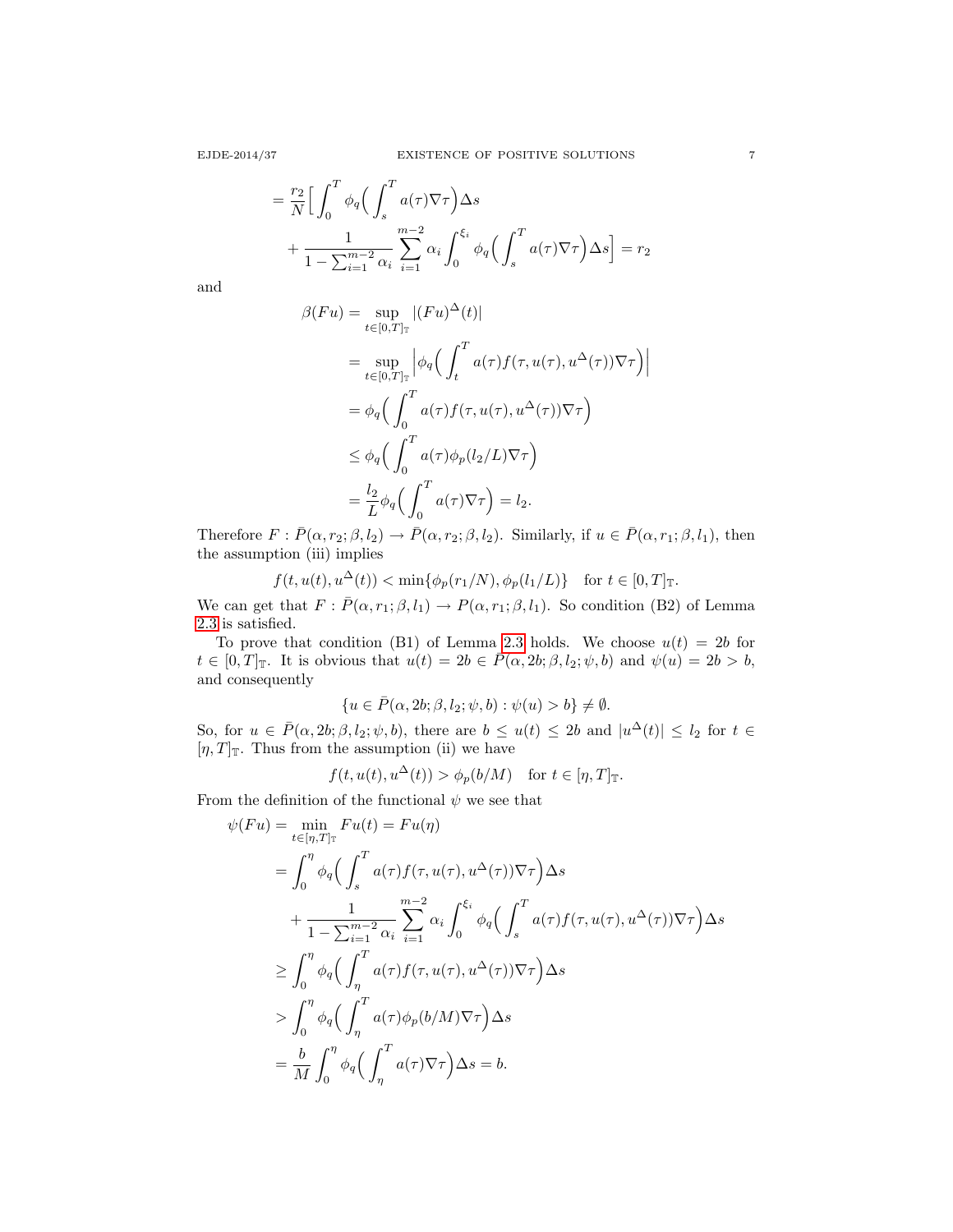$$
\begin{aligned}
&= \frac{r_2}{N}\Big[\int_0^T \phi_q\Big(\int_s^T a(\tau)\nabla\tau\Big)\Delta s \\
&\quad + \frac{1}{1-\sum_{i=1}^{m-2}\alpha_i}\sum_{i=1}^{m-2}\alpha_i\int_0^{\xi_i}\phi_q\Big(\int_s^T a(\tau)\nabla\tau\Big)\Delta s\Big] = r_2
\end{aligned}
$$

and

$$
\begin{aligned}
\beta(Fu) &= \sup_{t\in[0,T]_{\mathbb{T}}} |(Fu)^{\Delta}(t)| \\
&= \sup_{t\in[0,T]_{\mathbb{T}}} \Big|\phi_q\Big(\int_t^T a(\tau)f(\tau,u(\tau),u^{\Delta}(\tau))\nabla\tau\Big)\Big| \\
&= \phi_q\Big(\int_0^T a(\tau)f(\tau,u(\tau),u^{\Delta}(\tau))\nabla\tau\Big) \\
&\le \phi_q\Big(\int_0^T a(\tau)\phi_p(l_2/L)\nabla\tau\Big) \\
&= \frac{l_2}{L}\phi_q\Big(\int_0^T a(\tau)\nabla\tau\Big) = l_2.
\end{aligned}
$$

Therefore $F : \bar{P}(\alpha, r_2; \beta, l_2) \to \bar{P}(\alpha, r_2; \beta, l_2)$. Similarly, if $u \in \bar{P}(\alpha, r_1; \beta, l_1)$, then the assumption (iii) implies

$$
f(t, u(t), u^{\Delta}(t)) < \min\{\phi_p(r_1/N), \phi_p(l_1/L)\} \quad \text{for } t \in [0,T]_{\mathbb{T}}.
$$

We can get that $F : \bar{P}(\alpha, r_1; \beta, l_1) \to P(\alpha, r_1; \beta, l_1)$. So condition (B2) of Lemma 2.3 is satisfied.

To prove that condition (B1) of Lemma 2.3 holds. We choose $u(t) = 2b$ for $t \in [0,T]_{\mathbb{T}}$. It is obvious that $u(t) = 2b \in \bar{P}(\alpha, 2b; \beta, l_2; \psi, b)$ and $\psi(u) = 2b > b$, and consequently

$$
\{u \in \bar{P}(\alpha, 2b; \beta, l_2; \psi, b) : \psi(u) > b\} \neq \emptyset.
$$

So, for $u \in \bar{P}(\alpha, 2b; \beta, l_2; \psi, b)$, there are $b \le u(t) \le 2b$ and $|u^{\Delta}(t)| \le l_2$ for $t \in [\eta, T]_{\mathbb{T}}$. Thus from the assumption (ii) we have

$$
f(t, u(t), u^{\Delta}(t)) > \phi_p(b/M) \quad \text{for } t \in [\eta, T]_{\mathbb{T}}.
$$

From the definition of the functional $\psi$ we see that

$$
\begin{aligned}
\psi(Fu) &= \min_{t\in[\eta,T]_{\mathbb{T}}} Fu(t) = Fu(\eta) \\
&= \int_0^{\eta} \phi_q\Big(\int_s^T a(\tau)f(\tau,u(\tau),u^{\Delta}(\tau))\nabla\tau\Big)\Delta s \\
&\quad + \frac{1}{1-\sum_{i=1}^{m-2}\alpha_i}\sum_{i=1}^{m-2}\alpha_i\int_0^{\xi_i}\phi_q\Big(\int_s^T a(\tau)f(\tau,u(\tau),u^{\Delta}(\tau))\nabla\tau\Big)\Delta s \\
&\ge \int_0^{\eta} \phi_q\Big(\int_{\eta}^T a(\tau)f(\tau,u(\tau),u^{\Delta}(\tau))\nabla\tau\Big)\Delta s \\
&> \int_0^{\eta} \phi_q\Big(\int_{\eta}^T a(\tau)\phi_p(b/M)\nabla\tau\Big)\Delta s \\
&= \frac{b}{M}\int_0^{\eta} \phi_q\Big(\int_{\eta}^T a(\tau)\nabla\tau\Big)\Delta s = b.
\end{aligned}
$$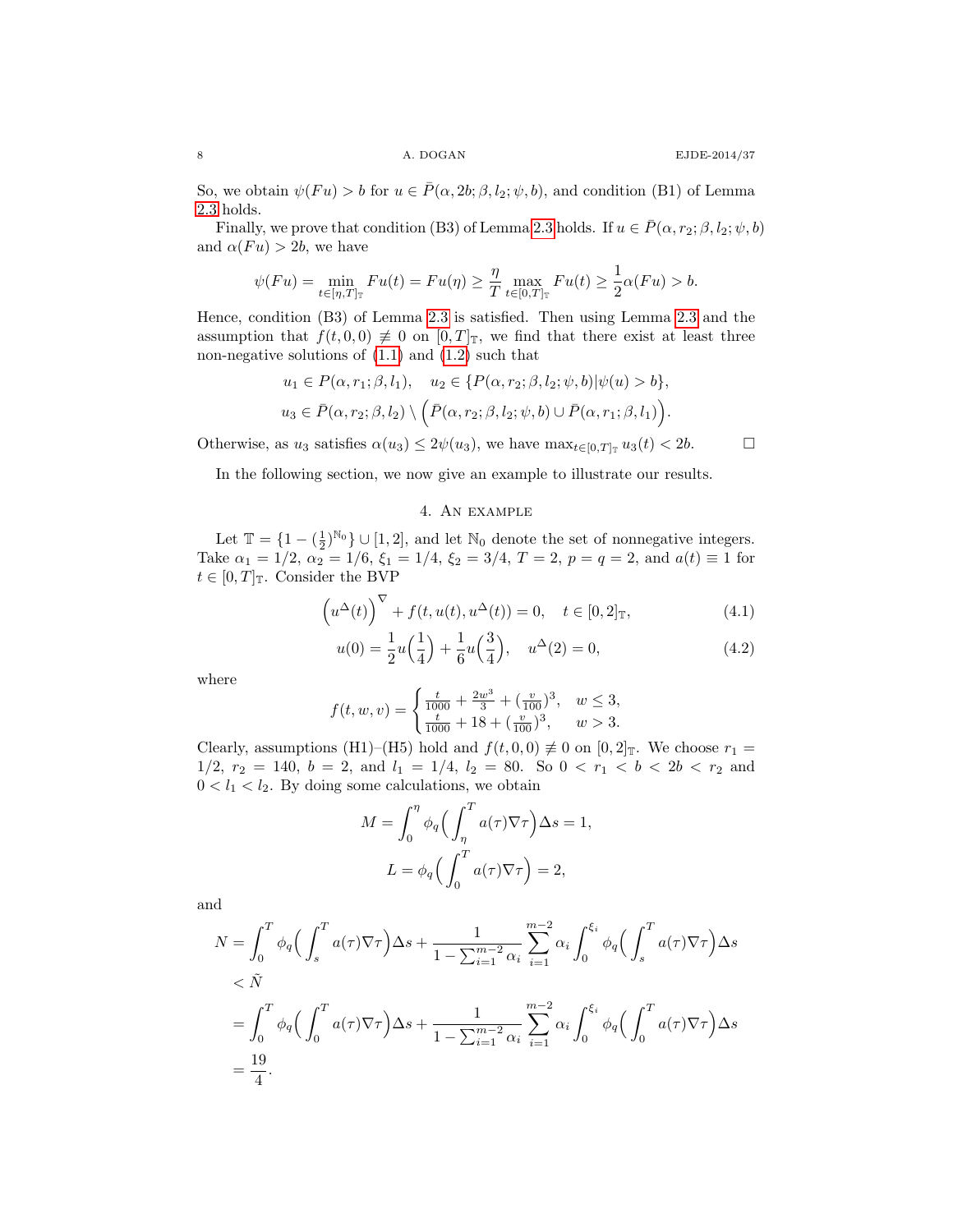So, we obtain $\psi(Fu) > b$ for $u \in \bar{P}(\alpha, 2b; \beta, l_2; \psi, b)$, and condition (B1) of Lemma 2.3 holds.

Finally, we prove that condition (B3) of Lemma 2.3 holds. If $u \in \bar{P}(\alpha, r_2; \beta, l_2; \psi, b)$ and $\alpha(Fu) > 2b$, we have

$$\psi(Fu) = \min_{t\in[\eta,T]_{\mathbb{T}}} Fu(t) = Fu(\eta) \geq \frac{\eta}{T} \max_{t\in[0,T]_{\mathbb{T}}} Fu(t) \geq \frac{1}{2}\alpha(Fu) > b.$$

Hence, condition (B3) of Lemma 2.3 is satisfied. Then using Lemma 2.3 and the assumption that $f(t, 0, 0) \not\equiv 0$ on $[0, T]_{\mathbb{T}}$, we find that there exist at least three non-negative solutions of (1.1) and (1.2) such that

$$u_1 \in P(\alpha, r_1; \beta, l_1), \quad u_2 \in \{P(\alpha, r_2; \beta, l_2; \psi, b) | \psi(u) > b\},$$
$$u_3 \in \bar{P}(\alpha, r_2; \beta, l_2) \setminus \Big(\bar{P}(\alpha, r_2; \beta, l_2; \psi, b) \cup \bar{P}(\alpha, r_1; \beta, l_1)\Big).$$

Otherwise, as $u_3$ satisfies $\alpha(u_3) \leq 2\psi(u_3)$, we have $\max_{t\in[0,T]_{\mathbb{T}}} u_3(t) < 2b$. □

In the following section, we now give an example to illustrate our results.

## 4. An example

Let $\mathbb{T} = \{1 - (\frac{1}{2})^{\mathbb{N}_0}\} \cup [1, 2]$, and let $\mathbb{N}_0$ denote the set of nonnegative integers. Take $\alpha_1 = 1/2$, $\alpha_2 = 1/6$, $\xi_1 = 1/4$, $\xi_2 = 3/4$, $T = 2$, $p = q = 2$, and $a(t) \equiv 1$ for $t \in [0, T]_{\mathbb{T}}$. Consider the BVP

$$\Big(u^{\Delta}(t)\Big)^{\nabla} + f(t, u(t), u^{\Delta}(t)) = 0, \quad t \in [0, 2]_{\mathbb{T}}, \tag{4.1}$$

$$u(0) = \frac{1}{2}u\Big(\frac{1}{4}\Big) + \frac{1}{6}u\Big(\frac{3}{4}\Big), \quad u^{\Delta}(2) = 0, \tag{4.2}$$

where

$$f(t, w, v) = \begin{cases} \frac{t}{1000} + \frac{2w^3}{3} + (\frac{v}{100})^3, & w \leq 3, \\ \frac{t}{1000} + 18 + (\frac{v}{100})^3, & w > 3. \end{cases}$$

Clearly, assumptions (H1)–(H5) hold and $f(t, 0, 0) \not\equiv 0$ on $[0, 2]_{\mathbb{T}}$. We choose $r_1 = 1/2$, $r_2 = 140$, $b = 2$, and $l_1 = 1/4$, $l_2 = 80$. So $0 < r_1 < b < 2b < r_2$ and $0 < l_1 < l_2$. By doing some calculations, we obtain

$$M = \int_0^{\eta} \phi_q\Big(\int_{\eta}^{T} a(\tau)\nabla\tau\Big)\Delta s = 1,$$
$$L = \phi_q\Big(\int_0^{T} a(\tau)\nabla\tau\Big) = 2,$$

and

$$\begin{aligned} N &= \int_0^T \phi_q\Big(\int_s^T a(\tau)\nabla\tau\Big)\Delta s + \frac{1}{1 - \sum_{i=1}^{m-2}\alpha_i}\sum_{i=1}^{m-2}\alpha_i \int_0^{\xi_i} \phi_q\Big(\int_s^T a(\tau)\nabla\tau\Big)\Delta s \\ &< \tilde{N} \\ &= \int_0^T \phi_q\Big(\int_0^T a(\tau)\nabla\tau\Big)\Delta s + \frac{1}{1 - \sum_{i=1}^{m-2}\alpha_i}\sum_{i=1}^{m-2}\alpha_i \int_0^{\xi_i} \phi_q\Big(\int_0^T a(\tau)\nabla\tau\Big)\Delta s \\ &= \frac{19}{4}. \end{aligned}$$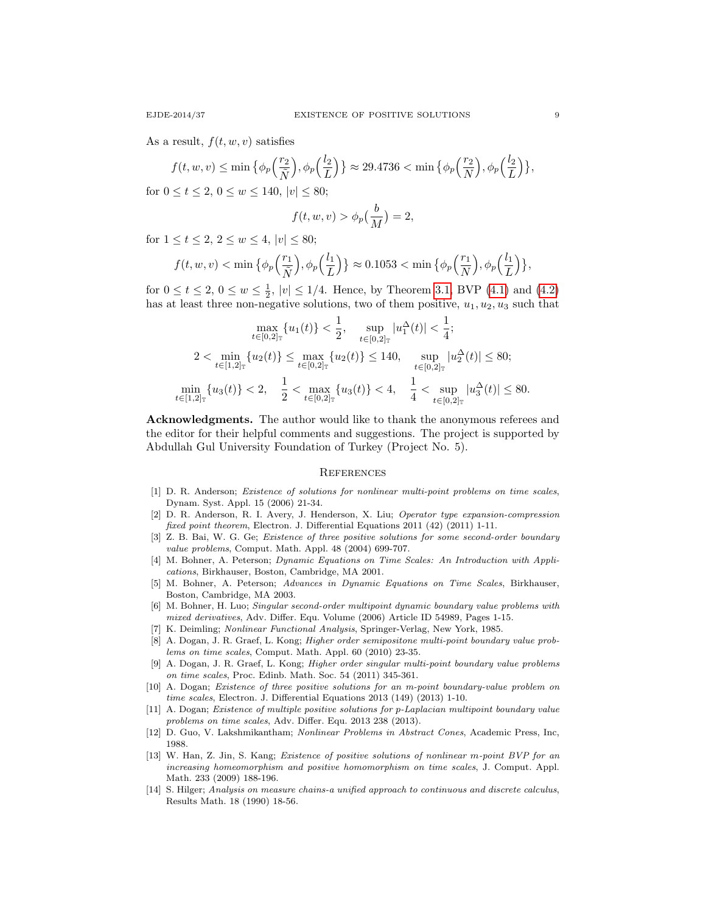As a result, $f(t,w,v)$ satisfies

$$f(t,w,v) \le \min\big\{\phi_p\Big(\frac{r_2}{\tilde{N}}\Big), \phi_p\Big(\frac{l_2}{L}\Big)\big\} \approx 29.4736 < \min\big\{\phi_p\Big(\frac{r_2}{N}\Big), \phi_p\Big(\frac{l_2}{L}\Big)\big\},$$

for $0 \le t \le 2$, $0 \le w \le 140$, $|v| \le 80$;

$$f(t,w,v) > \phi_p\big(\frac{b}{M}\big) = 2,$$

for $1 \le t \le 2$, $2 \le w \le 4$, $|v| \le 80$;

$$f(t,w,v) < \min\big\{\phi_p\Big(\frac{r_1}{\tilde{N}}\Big), \phi_p\Big(\frac{l_1}{L}\Big)\big\} \approx 0.1053 < \min\big\{\phi_p\Big(\frac{r_1}{N}\Big), \phi_p\Big(\frac{l_1}{L}\Big)\big\},$$

for $0 \le t \le 2$, $0 \le w \le \frac{1}{2}$, $|v| \le 1/4$. Hence, by Theorem 3.1, BVP (4.1) and (4.2) has at least three non-negative solutions, two of them positive, $u_1, u_2, u_3$ such that

$$\max_{t\in[0,2]_{\mathbb{T}}}\{u_1(t)\} < \frac{1}{2}, \quad \sup_{t\in[0,2]_{\mathbb{T}}}|u_1^{\Delta}(t)| < \frac{1}{4};$$

$$2 < \min_{t\in[1,2]_{\mathbb{T}}}\{u_2(t)\} \le \max_{t\in[0,2]_{\mathbb{T}}}\{u_2(t)\} \le 140, \quad \sup_{t\in[0,2]_{\mathbb{T}}}|u_2^{\Delta}(t)| \le 80;$$

$$\min_{t\in[1,2]_{\mathbb{T}}}\{u_3(t)\} < 2, \quad \frac{1}{2} < \max_{t\in[0,2]_{\mathbb{T}}}\{u_3(t)\} < 4, \quad \frac{1}{4} < \sup_{t\in[0,2]_{\mathbb{T}}}|u_3^{\Delta}(t)| \le 80.$$

**Acknowledgments.** The author would like to thank the anonymous referees and the editor for their helpful comments and suggestions. The project is supported by Abdullah Gul University Foundation of Turkey (Project No. 5).

## References

[1] D. R. Anderson; *Existence of solutions for nonlinear multi-point problems on time scales*, Dynam. Syst. Appl. 15 (2006) 21-34.

[2] D. R. Anderson, R. I. Avery, J. Henderson, X. Liu; *Operator type expansion-compression fixed point theorem*, Electron. J. Differential Equations 2011 (42) (2011) 1-11.

[3] Z. B. Bai, W. G. Ge; *Existence of three positive solutions for some second-order boundary value problems*, Comput. Math. Appl. 48 (2004) 699-707.

[4] M. Bohner, A. Peterson; *Dynamic Equations on Time Scales: An Introduction with Applications*, Birkhauser, Boston, Cambridge, MA 2001.

[5] M. Bohner, A. Peterson; *Advances in Dynamic Equations on Time Scales*, Birkhauser, Boston, Cambridge, MA 2003.

[6] M. Bohner, H. Luo; *Singular second-order multipoint dynamic boundary value problems with mixed derivatives*, Adv. Differ. Equ. Volume (2006) Article ID 54989, Pages 1-15.

[7] K. Deimling; *Nonlinear Functional Analysis*, Springer-Verlag, New York, 1985.

[8] A. Dogan, J. R. Graef, L. Kong; *Higher order semipositone multi-point boundary value problems on time scales*, Comput. Math. Appl. 60 (2010) 23-35.

[9] A. Dogan, J. R. Graef, L. Kong; *Higher order singular multi-point boundary value problems on time scales*, Proc. Edinb. Math. Soc. 54 (2011) 345-361.

[10] A. Dogan; *Existence of three positive solutions for an m-point boundary-value problem on time scales*, Electron. J. Differential Equations 2013 (149) (2013) 1-10.

[11] A. Dogan; *Existence of multiple positive solutions for p-Laplacian multipoint boundary value problems on time scales*, Adv. Differ. Equ. 2013 238 (2013).

[12] D. Guo, V. Lakshmikantham; *Nonlinear Problems in Abstract Cones*, Academic Press, Inc, 1988.

[13] W. Han, Z. Jin, S. Kang; *Existence of positive solutions of nonlinear m-point BVP for an increasing homeomorphism and positive homomorphism on time scales*, J. Comput. Appl. Math. 233 (2009) 188-196.

[14] S. Hilger; *Analysis on measure chains-a unified approach to continuous and discrete calculus*, Results Math. 18 (1990) 18-56.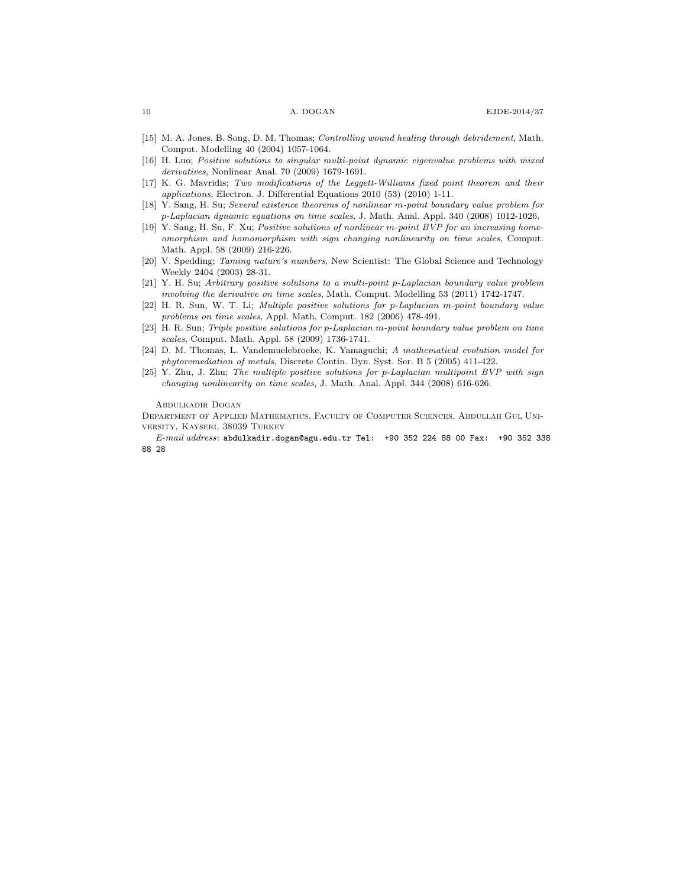[15] M. A. Jones, B. Song, D. M. Thomas; *Controlling wound healing through debridement*, Math. Comput. Modelling 40 (2004) 1057-1064.

[16] H. Luo; *Positive solutions to singular multi-point dynamic eigenvalue problems with mixed derivatives*, Nonlinear Anal. 70 (2009) 1679-1691.

[17] K. G. Mavridis; *Two modifications of the Leggett-Williams fixed point theorem and their applications*, Electron. J. Differential Equations 2010 (53) (2010) 1-11.

[18] Y. Sang, H. Su; *Several existence theorems of nonlinear $m$-point boundary value problem for $p$-Laplacian dynamic equations on time scales*, J. Math. Anal. Appl. 340 (2008) 1012-1026.

[19] Y. Sang, H. Su, F. Xu; *Positive solutions of nonlinear $m$-point BVP for an increasing homeomorphism and homomorphism with sign changing nonlinearity on time scales*, Comput. Math. Appl. 58 (2009) 216-226.

[20] V. Spedding; *Taming nature's numbers*, New Scientist: The Global Science and Technology Weekly 2404 (2003) 28-31.

[21] Y. H. Su; *Arbitrary positive solutions to a multi-point $p$-Laplacian boundary value problem involving the derivative on time scales*, Math. Comput. Modelling 53 (2011) 1742-1747.

[22] H. R. Sun, W. T. Li; *Multiple positive solutions for $p$-Laplacian $m$-point boundary value problems on time scales*, Appl. Math. Comput. 182 (2006) 478-491.

[23] H. R. Sun; *Triple positive solutions for $p$-Laplacian $m$-point boundary value problem on time scales*, Comput. Math. Appl. 58 (2009) 1736-1741.

[24] D. M. Thomas, L. Vandemuelebroeke, K. Yamaguchi; *A mathematical evolution model for phytoremediation of metals*, Discrete Contin. Dyn. Syst. Ser. B 5 (2005) 411-422.

[25] Y. Zhu, J. Zhu; *The multiple positive solutions for $p$-Laplacian multipoint BVP with sign changing nonlinearity on time scales*, J. Math. Anal. Appl. 344 (2008) 616-626.

Abdulkadir Dogan

Department of Applied Mathematics, Faculty of Computer Sciences, Abdullah Gul University, Kayseri, 38039 Turkey

*E-mail address*: abdulkadir.dogan@agu.edu.tr Tel: +90 352 224 88 00 Fax: +90 352 338 88 28